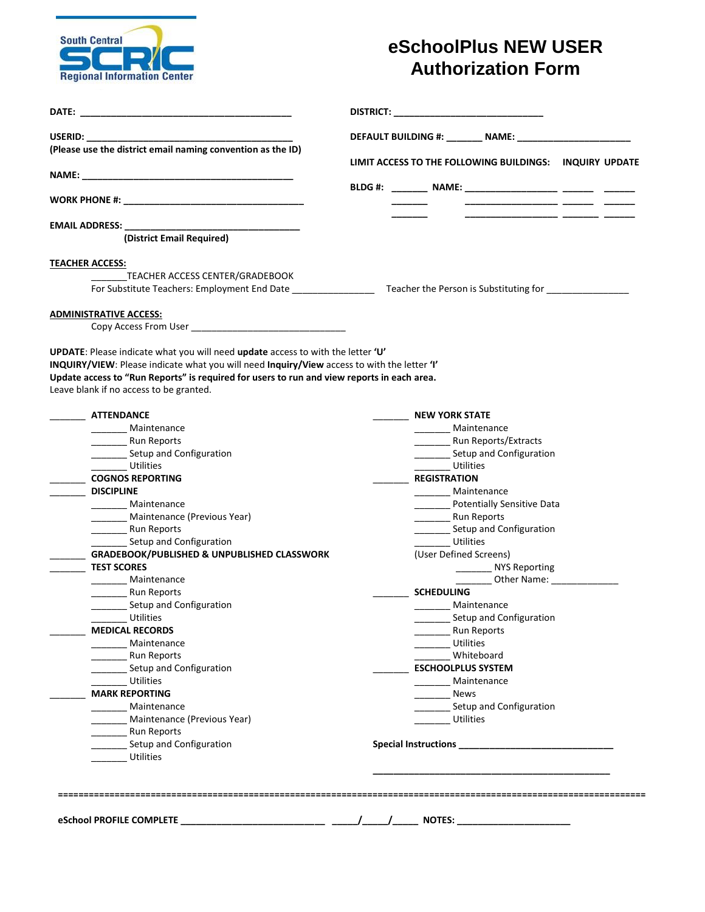South Central SCRIC Regional Information Center

# eSchoolPlus NEW USER Authorization Form

**DATE:** ________________________________________

**USERID:** ________________________________________
**(Please use the district email naming convention as the ID)**

**NAME:** ________________________________________

**WORK PHONE #:** ____________________________________

**EMAIL ADDRESS:** __________________________________
**(District Email Required)**

**DISTRICT:** _____________________________

**DEFAULT BUILDING #:** _______ **NAME:** ______________________

**LIMIT ACCESS TO THE FOLLOWING BUILDINGS:** **INQUIRY UPDATE**

| BLDG # | NAME | INQUIRY | UPDATE |
|---|---|---|---|
| _______ | __________________ | ______ | ______ |
| _______ | __________________ | ______ | ______ |
| _______ | __________________ | ______ | ______ |

**TEACHER ACCESS:**

_______TEACHER ACCESS CENTER/GRADEBOOK
For Substitute Teachers: Employment End Date ________________ Teacher the Person is Substituting for ________________

**ADMINISTRATIVE ACCESS:**

Copy Access From User ______________________________

**UPDATE**: Please indicate what you will need **update** access to with the letter **'U'**
**INQUIRY/VIEW**: Please indicate what you will need **Inquiry/View** access to with the letter **'I'**
**Update access to "Run Reports" is required for users to run and view reports in each area.**
Leave blank if no access to be granted.

_______ **ATTENDANCE**
- _______ Maintenance
- _______ Run Reports
- _______ Setup and Configuration
- _______ Utilities

_______ **COGNOS REPORTING**

_______ **DISCIPLINE**
- _______ Maintenance
- _______ Maintenance (Previous Year)
- _______ Run Reports
- _______ Setup and Configuration

_______ **GRADEBOOK/PUBLISHED & UNPUBLISHED CLASSWORK**

_______ **TEST SCORES**
- _______ Maintenance
- _______ Run Reports
- _______ Setup and Configuration
- _______ Utilities

_______ **MEDICAL RECORDS**
- _______ Maintenance
- _______ Run Reports
- _______ Setup and Configuration
- _______ Utilities

_______ **MARK REPORTING**
- _______ Maintenance
- _______ Maintenance (Previous Year)
- _______ Run Reports
- _______ Setup and Configuration
- _______ Utilities

_______ **NEW YORK STATE**
- _______ Maintenance
- _______ Run Reports/Extracts
- _______ Setup and Configuration
- _______ Utilities

_______ **REGISTRATION**
- _______ Maintenance
- _______ Potentially Sensitive Data
- _______ Run Reports
- _______ Setup and Configuration
- _______ Utilities

(User Defined Screens)
- _______ NYS Reporting
- _______ Other Name: _____________

_______ **SCHEDULING**
- _______ Maintenance
- _______ Setup and Configuration
- _______ Run Reports
- _______ Utilities
- _______ Whiteboard

_______ **ESCHOOLPLUS SYSTEM**
- _______ Maintenance
- _______ News
- _______ Setup and Configuration
- _______ Utilities

**Special Instructions** ______________________________

______________________________________________

---

**eSchool PROFILE COMPLETE** ___________________________ _____/_____/_____ **NOTES:** _____________________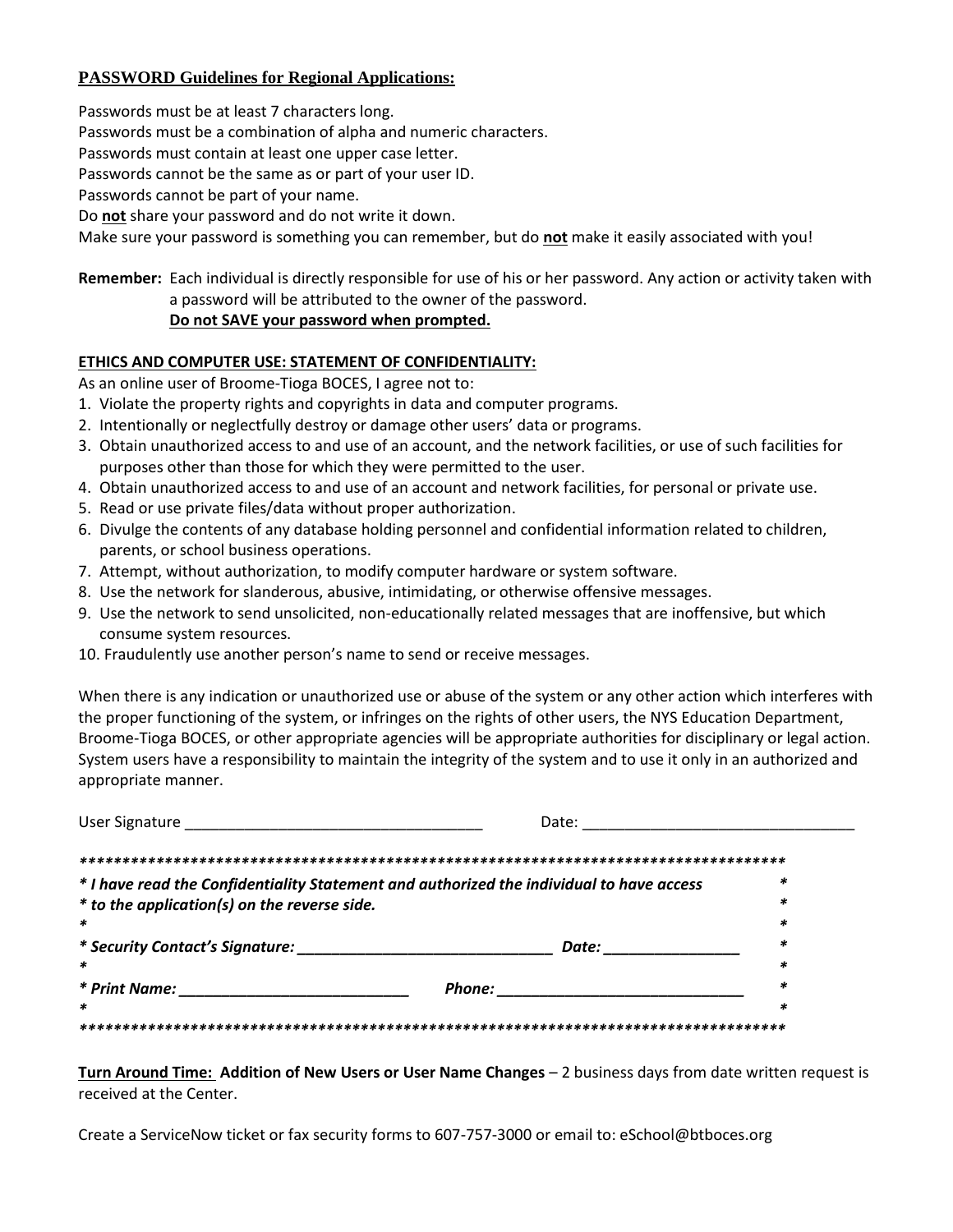**PASSWORD Guidelines for Regional Applications:**

Passwords must be at least 7 characters long.
Passwords must be a combination of alpha and numeric characters.
Passwords must contain at least one upper case letter.
Passwords cannot be the same as or part of your user ID.
Passwords cannot be part of your name.
Do **not** share your password and do not write it down.
Make sure your password is something you can remember, but do **not** make it easily associated with you!

**Remember:** Each individual is directly responsible for use of his or her password. Any action or activity taken with a password will be attributed to the owner of the password.
**Do not SAVE your password when prompted.**

**ETHICS AND COMPUTER USE: STATEMENT OF CONFIDENTIALITY:**

As an online user of Broome-Tioga BOCES, I agree not to:

1. Violate the property rights and copyrights in data and computer programs.
2. Intentionally or neglectfully destroy or damage other users' data or programs.
3. Obtain unauthorized access to and use of an account, and the network facilities, or use of such facilities for purposes other than those for which they were permitted to the user.
4. Obtain unauthorized access to and use of an account and network facilities, for personal or private use.
5. Read or use private files/data without proper authorization.
6. Divulge the contents of any database holding personnel and confidential information related to children, parents, or school business operations.
7. Attempt, without authorization, to modify computer hardware or system software.
8. Use the network for slanderous, abusive, intimidating, or otherwise offensive messages.
9. Use the network to send unsolicited, non-educationally related messages that are inoffensive, but which consume system resources.
10. Fraudulently use another person's name to send or receive messages.

When there is any indication or unauthorized use or abuse of the system or any other action which interferes with the proper functioning of the system, or infringes on the rights of other users, the NYS Education Department, Broome-Tioga BOCES, or other appropriate agencies will be appropriate authorities for disciplinary or legal action. System users have a responsibility to maintain the integrity of the system and to use it only in an authorized and appropriate manner.

User Signature ___________________________________ Date: ________________________________

*****************************************************************************************

***I have read the Confidentiality Statement and authorized the individual to have access to the application(s) on the reverse side.***

***Security Contact's Signature: ______________________________ Date: ________________***

***Print Name: ___________________________ Phone: _____________________________***

*****************************************************************************************

**Turn Around Time: Addition of New Users or User Name Changes** – 2 business days from date written request is received at the Center.

Create a ServiceNow ticket or fax security forms to 607-757-3000 or email to: eSchool@btboces.org